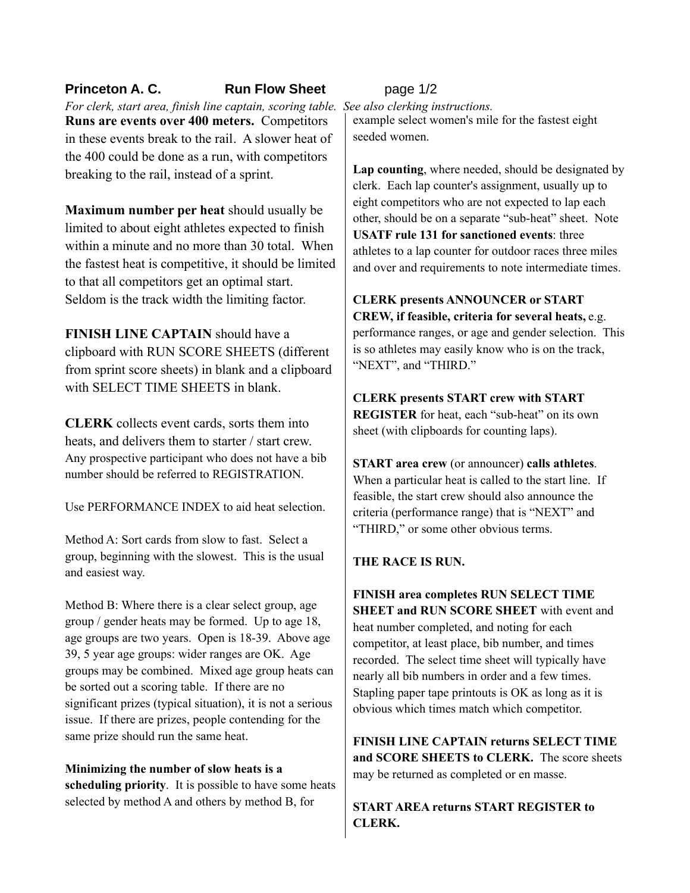**Princeton A. C.** **Run Flow Sheet**

*For clerk, start area, finish line captain, scoring table. See also clerking instructions.*

**Runs are events over 400 meters.** Competitors in these events break to the rail. A slower heat of the 400 could be done as a run, with competitors breaking to the rail, instead of a sprint.

**Maximum number per heat** should usually be limited to about eight athletes expected to finish within a minute and no more than 30 total. When the fastest heat is competitive, it should be limited to that all competitors get an optimal start. Seldom is the track width the limiting factor.

**FINISH LINE CAPTAIN** should have a clipboard with RUN SCORE SHEETS (different from sprint score sheets) in blank and a clipboard with SELECT TIME SHEETS in blank.

**CLERK** collects event cards, sorts them into heats, and delivers them to starter / start crew. Any prospective participant who does not have a bib number should be referred to REGISTRATION.

Use PERFORMANCE INDEX to aid heat selection.

Method A: Sort cards from slow to fast. Select a group, beginning with the slowest. This is the usual and easiest way.

Method B: Where there is a clear select group, age group / gender heats may be formed. Up to age 18, age groups are two years. Open is 18-39. Above age 39, 5 year age groups: wider ranges are OK. Age groups may be combined. Mixed age group heats can be sorted out a scoring table. If there are no significant prizes (typical situation), it is not a serious issue. If there are prizes, people contending for the same prize should run the same heat.

**Minimizing the number of slow heats is a scheduling priority**. It is possible to have some heats selected by method A and others by method B, for example select women's mile for the fastest eight seeded women.

**Lap counting**, where needed, should be designated by clerk. Each lap counter's assignment, usually up to eight competitors who are not expected to lap each other, should be on a separate "sub-heat" sheet. Note **USATF rule 131 for sanctioned events**: three athletes to a lap counter for outdoor races three miles and over and requirements to note intermediate times.

**CLERK presents ANNOUNCER or START CREW, if feasible, criteria for several heats,** e.g. performance ranges, or age and gender selection. This is so athletes may easily know who is on the track, "NEXT", and "THIRD."

**CLERK presents START crew with START REGISTER** for heat, each "sub-heat" on its own sheet (with clipboards for counting laps).

**START area crew** (or announcer) **calls athletes**. When a particular heat is called to the start line. If feasible, the start crew should also announce the criteria (performance range) that is "NEXT" and "THIRD," or some other obvious terms.

**THE RACE IS RUN.**

**FINISH area completes RUN SELECT TIME SHEET and RUN SCORE SHEET** with event and heat number completed, and noting for each competitor, at least place, bib number, and times recorded. The select time sheet will typically have nearly all bib numbers in order and a few times. Stapling paper tape printouts is OK as long as it is obvious which times match which competitor.

**FINISH LINE CAPTAIN returns SELECT TIME and SCORE SHEETS to CLERK.** The score sheets may be returned as completed or en masse.

**START AREA returns START REGISTER to CLERK.**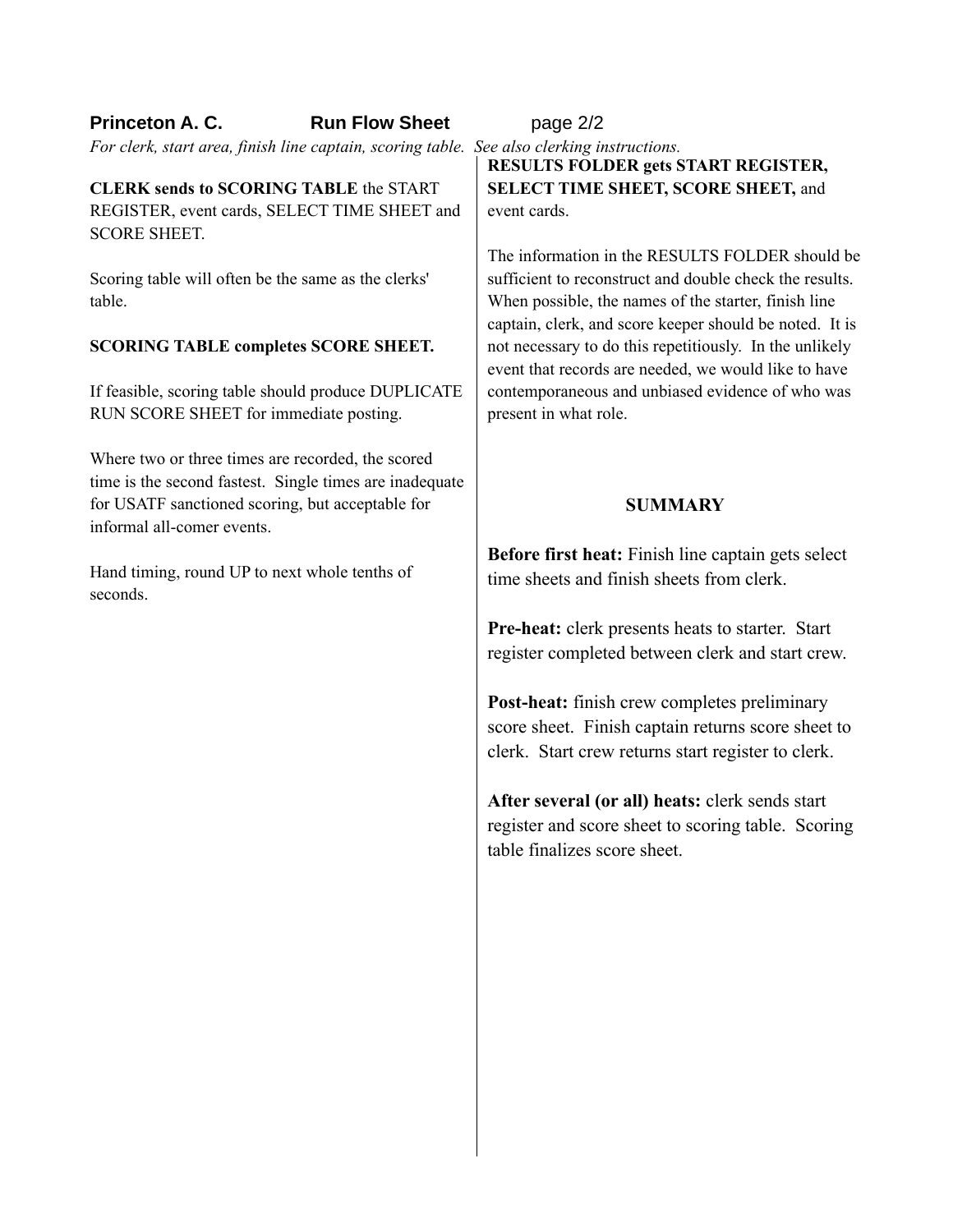**Princeton A. C.** **Run Flow Sheet**

*For clerk, start area, finish line captain, scoring table. See also clerking instructions.*

**CLERK sends to SCORING TABLE** the START REGISTER, event cards, SELECT TIME SHEET and SCORE SHEET.

Scoring table will often be the same as the clerks' table.

**SCORING TABLE completes SCORE SHEET.**

If feasible, scoring table should produce DUPLICATE RUN SCORE SHEET for immediate posting.

Where two or three times are recorded, the scored time is the second fastest. Single times are inadequate for USATF sanctioned scoring, but acceptable for informal all-comer events.

Hand timing, round UP to next whole tenths of seconds.

**RESULTS FOLDER gets START REGISTER, SELECT TIME SHEET, SCORE SHEET,** and event cards.

The information in the RESULTS FOLDER should be sufficient to reconstruct and double check the results. When possible, the names of the starter, finish line captain, clerk, and score keeper should be noted. It is not necessary to do this repetitiously. In the unlikely event that records are needed, we would like to have contemporaneous and unbiased evidence of who was present in what role.

## SUMMARY

**Before first heat:** Finish line captain gets select time sheets and finish sheets from clerk.

**Pre-heat:** clerk presents heats to starter. Start register completed between clerk and start crew.

**Post-heat:** finish crew completes preliminary score sheet. Finish captain returns score sheet to clerk. Start crew returns start register to clerk.

**After several (or all) heats:** clerk sends start register and score sheet to scoring table. Scoring table finalizes score sheet.